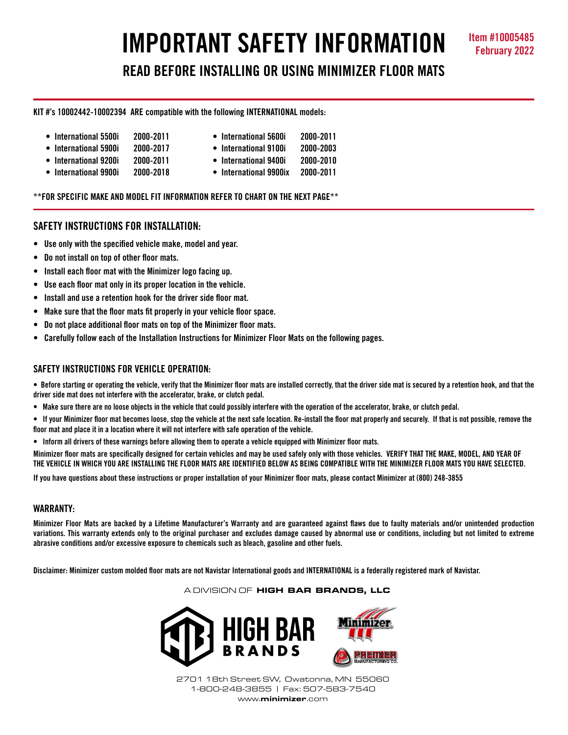# IMPORTANT SAFETY INFORMATION

**Item #10005485**
**February 2022**

## READ BEFORE INSTALLING OR USING MINIMIZER FLOOR MATS

**KIT #'s 10002442-10002394 ARE compatible with the following INTERNATIONAL models:**

- International 5500i 2000-2011
- International 5900i 2000-2017
- International 9200i 2000-2011
- International 9900i 2000-2018
- International 5600i 2000-2011
- International 9100i 2000-2003
- International 9400i 2000-2010
- International 9900ix 2000-2011

**FOR SPECIFIC MAKE AND MODEL FIT INFORMATION REFER TO CHART ON THE NEXT PAGE**

### SAFETY INSTRUCTIONS FOR INSTALLATION:

- Use only with the specified vehicle make, model and year.
- Do not install on top of other floor mats.
- Install each floor mat with the Minimizer logo facing up.
- Use each floor mat only in its proper location in the vehicle.
- Install and use a retention hook for the driver side floor mat.
- Make sure that the floor mats fit properly in your vehicle floor space.
- Do not place additional floor mats on top of the Minimizer floor mats.
- Carefully follow each of the Installation Instructions for Minimizer Floor Mats on the following pages.

### SAFETY INSTRUCTIONS FOR VEHICLE OPERATION:

- Before starting or operating the vehicle, verify that the Minimizer floor mats are installed correctly, that the driver side mat is secured by a retention hook, and that the driver side mat does not interfere with the accelerator, brake, or clutch pedal.
- Make sure there are no loose objects in the vehicle that could possibly interfere with the operation of the accelerator, brake, or clutch pedal.
- If your Minimizer floor mat becomes loose, stop the vehicle at the next safe location. Re-install the floor mat properly and securely. If that is not possible, remove the floor mat and place it in a location where it will not interfere with safe operation of the vehicle.
- Inform all drivers of these warnings before allowing them to operate a vehicle equipped with Minimizer floor mats.

Minimizer floor mats are specifically designed for certain vehicles and may be used safely only with those vehicles. VERIFY THAT THE MAKE, MODEL, AND YEAR OF THE VEHICLE IN WHICH YOU ARE INSTALLING THE FLOOR MATS ARE IDENTIFIED BELOW AS BEING COMPATIBLE WITH THE MINIMIZER FLOOR MATS YOU HAVE SELECTED.

If you have questions about these instructions or proper installation of your Minimizer floor mats, please contact Minimizer at (800) 248-3855

### WARRANTY:

Minimizer Floor Mats are backed by a Lifetime Manufacturer's Warranty and are guaranteed against flaws due to faulty materials and/or unintended production variations. This warranty extends only to the original purchaser and excludes damage caused by abnormal use or conditions, including but not limited to extreme abrasive conditions and/or excessive exposure to chemicals such as bleach, gasoline and other fuels.

Disclaimer: Minimizer custom molded floor mats are not Navistar International goods and INTERNATIONAL is a federally registered mark of Navistar.

A DIVISION OF **HIGH BAR BRANDS, LLC**

HIGH BAR BRANDS

Minimizer

PREMIER MANUFACTURING CO.

2701 18th Street SW, Owatonna, MN 55060
1-800-248-3855 | Fax: 507-583-7540
www.**minimizer**.com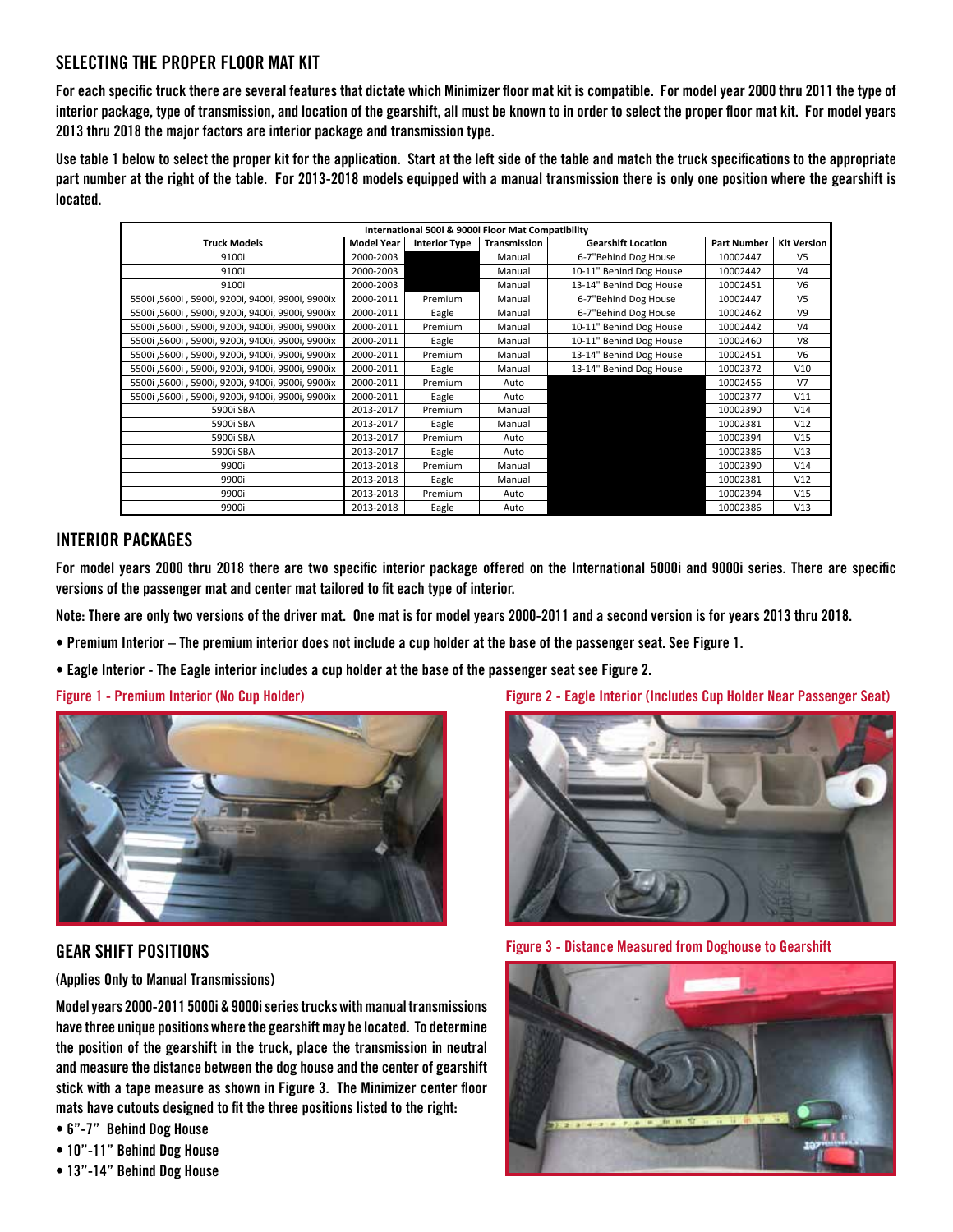## SELECTING THE PROPER FLOOR MAT KIT

For each specific truck there are several features that dictate which Minimizer floor mat kit is compatible. For model year 2000 thru 2011 the type of interior package, type of transmission, and location of the gearshift, all must be known to in order to select the proper floor mat kit. For model years 2013 thru 2018 the major factors are interior package and transmission type.

Use table 1 below to select the proper kit for the application. Start at the left side of the table and match the truck specifications to the appropriate part number at the right of the table. For 2013-2018 models equipped with a manual transmission there is only one position where the gearshift is located.

| International 500i & 9000i Floor Mat Compatibility | | | | | | |
|---|---|---|---|---|---|---|
| **Truck Models** | **Model Year** | **Interior Type** | **Transmission** | **Gearshift Location** | **Part Number** | **Kit Version** |
| 9100i | 2000-2003 | | Manual | 6-7"Behind Dog House | 10002447 | V5 |
| 9100i | 2000-2003 | | Manual | 10-11" Behind Dog House | 10002442 | V4 |
| 9100i | 2000-2003 | | Manual | 13-14" Behind Dog House | 10002451 | V6 |
| 5500i ,5600i , 5900i, 9200i, 9400i, 9900i, 9900ix | 2000-2011 | Premium | Manual | 6-7"Behind Dog House | 10002447 | V5 |
| 5500i ,5600i , 5900i, 9200i, 9400i, 9900i, 9900ix | 2000-2011 | Eagle | Manual | 6-7"Behind Dog House | 10002462 | V9 |
| 5500i ,5600i , 5900i, 9200i, 9400i, 9900i, 9900ix | 2000-2011 | Premium | Manual | 10-11" Behind Dog House | 10002442 | V4 |
| 5500i ,5600i , 5900i, 9200i, 9400i, 9900i, 9900ix | 2000-2011 | Eagle | Manual | 10-11" Behind Dog House | 10002460 | V8 |
| 5500i ,5600i , 5900i, 9200i, 9400i, 9900i, 9900ix | 2000-2011 | Premium | Manual | 13-14" Behind Dog House | 10002451 | V6 |
| 5500i ,5600i , 5900i, 9200i, 9400i, 9900i, 9900ix | 2000-2011 | Eagle | Manual | 13-14" Behind Dog House | 10002372 | V10 |
| 5500i ,5600i , 5900i, 9200i, 9400i, 9900i, 9900ix | 2000-2011 | Premium | Auto | | 10002456 | V7 |
| 5500i ,5600i , 5900i, 9200i, 9400i, 9900i, 9900ix | 2000-2011 | Eagle | Auto | | 10002377 | V11 |
| 5900i SBA | 2013-2017 | Premium | Manual | | 10002390 | V14 |
| 5900i SBA | 2013-2017 | Eagle | Manual | | 10002381 | V12 |
| 5900i SBA | 2013-2017 | Premium | Auto | | 10002394 | V15 |
| 5900i SBA | 2013-2017 | Eagle | Auto | | 10002386 | V13 |
| 9900i | 2013-2018 | Premium | Manual | | 10002390 | V14 |
| 9900i | 2013-2018 | Eagle | Manual | | 10002381 | V12 |
| 9900i | 2013-2018 | Premium | Auto | | 10002394 | V15 |
| 9900i | 2013-2018 | Eagle | Auto | | 10002386 | V13 |

## INTERIOR PACKAGES

For model years 2000 thru 2018 there are two specific interior package offered on the International 5000i and 9000i series. There are specific versions of the passenger mat and center mat tailored to fit each type of interior.

Note: There are only two versions of the driver mat. One mat is for model years 2000-2011 and a second version is for years 2013 thru 2018.

- Premium Interior – The premium interior does not include a cup holder at the base of the passenger seat. See Figure 1.
- Eagle Interior - The Eagle interior includes a cup holder at the base of the passenger seat see Figure 2.

Figure 1 - Premium Interior (No Cup Holder)

Figure 2 - Eagle Interior (Includes Cup Holder Near Passenger Seat)

## GEAR SHIFT POSITIONS

(Applies Only to Manual Transmissions)

Model years 2000-2011 5000i & 9000i series trucks with manual transmissions have three unique positions where the gearshift may be located. To determine the position of the gearshift in the truck, place the transmission in neutral and measure the distance between the dog house and the center of gearshift stick with a tape measure as shown in Figure 3. The Minimizer center floor mats have cutouts designed to fit the three positions listed to the right:

- 6"-7" Behind Dog House
- 10"-11" Behind Dog House
- 13"-14" Behind Dog House

Figure 3 - Distance Measured from Doghouse to Gearshift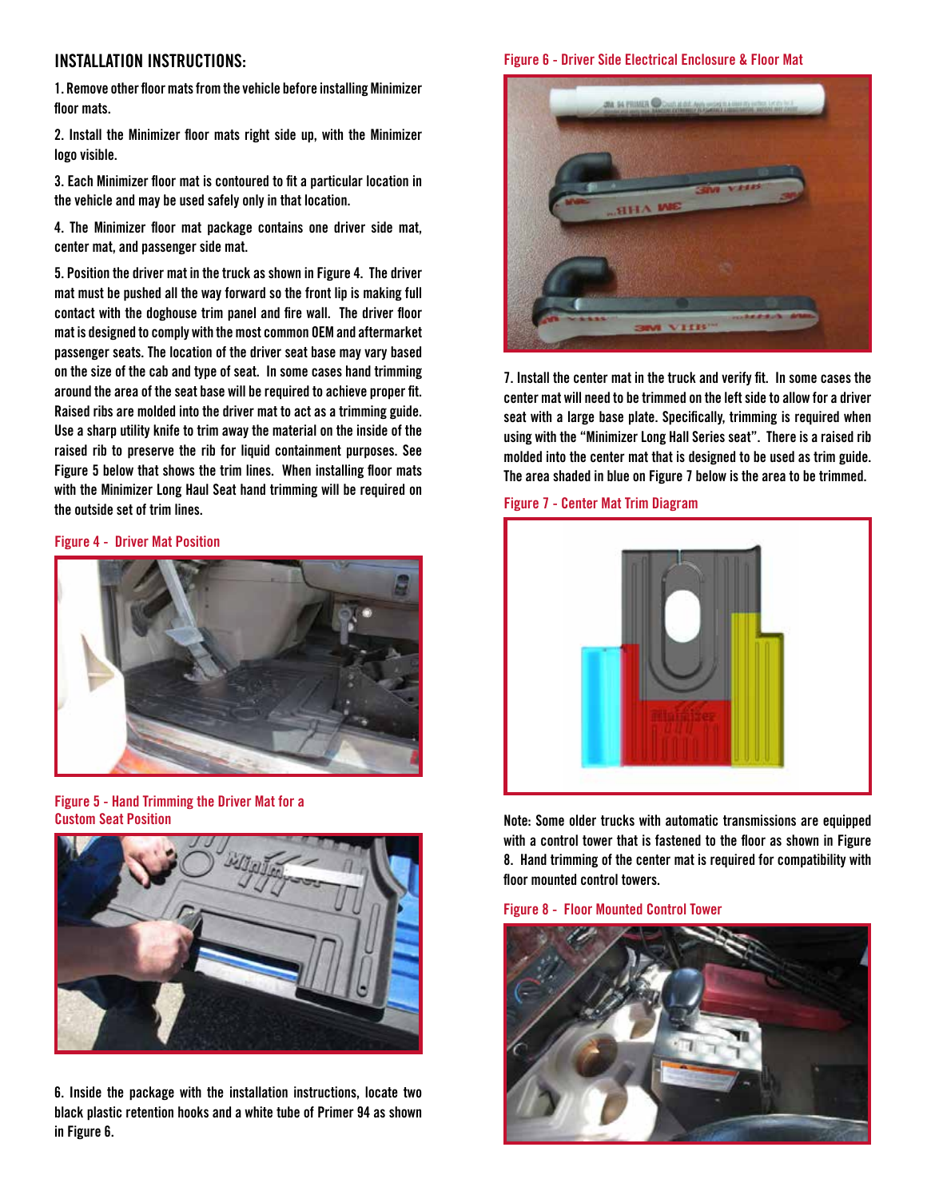## INSTALLATION INSTRUCTIONS:

1. Remove other floor mats from the vehicle before installing Minimizer floor mats.

2. Install the Minimizer floor mats right side up, with the Minimizer logo visible.

3. Each Minimizer floor mat is contoured to fit a particular location in the vehicle and may be used safely only in that location.

4. The Minimizer floor mat package contains one driver side mat, center mat, and passenger side mat.

5. Position the driver mat in the truck as shown in Figure 4. The driver mat must be pushed all the way forward so the front lip is making full contact with the doghouse trim panel and fire wall. The driver floor mat is designed to comply with the most common OEM and aftermarket passenger seats. The location of the driver seat base may vary based on the size of the cab and type of seat. In some cases hand trimming around the area of the seat base will be required to achieve proper fit. Raised ribs are molded into the driver mat to act as a trimming guide. Use a sharp utility knife to trim away the material on the inside of the raised rib to preserve the rib for liquid containment purposes. See Figure 5 below that shows the trim lines. When installing floor mats with the Minimizer Long Haul Seat hand trimming will be required on the outside set of trim lines.

Figure 4 - Driver Mat Position

Figure 5 - Hand Trimming the Driver Mat for a Custom Seat Position

6. Inside the package with the installation instructions, locate two black plastic retention hooks and a white tube of Primer 94 as shown in Figure 6.

Figure 6 - Driver Side Electrical Enclosure & Floor Mat

7. Install the center mat in the truck and verify fit. In some cases the center mat will need to be trimmed on the left side to allow for a driver seat with a large base plate. Specifically, trimming is required when using with the "Minimizer Long Hall Series seat". There is a raised rib molded into the center mat that is designed to be used as trim guide. The area shaded in blue on Figure 7 below is the area to be trimmed.

Figure 7 - Center Mat Trim Diagram

Note: Some older trucks with automatic transmissions are equipped with a control tower that is fastened to the floor as shown in Figure 8. Hand trimming of the center mat is required for compatibility with floor mounted control towers.

Figure 8 - Floor Mounted Control Tower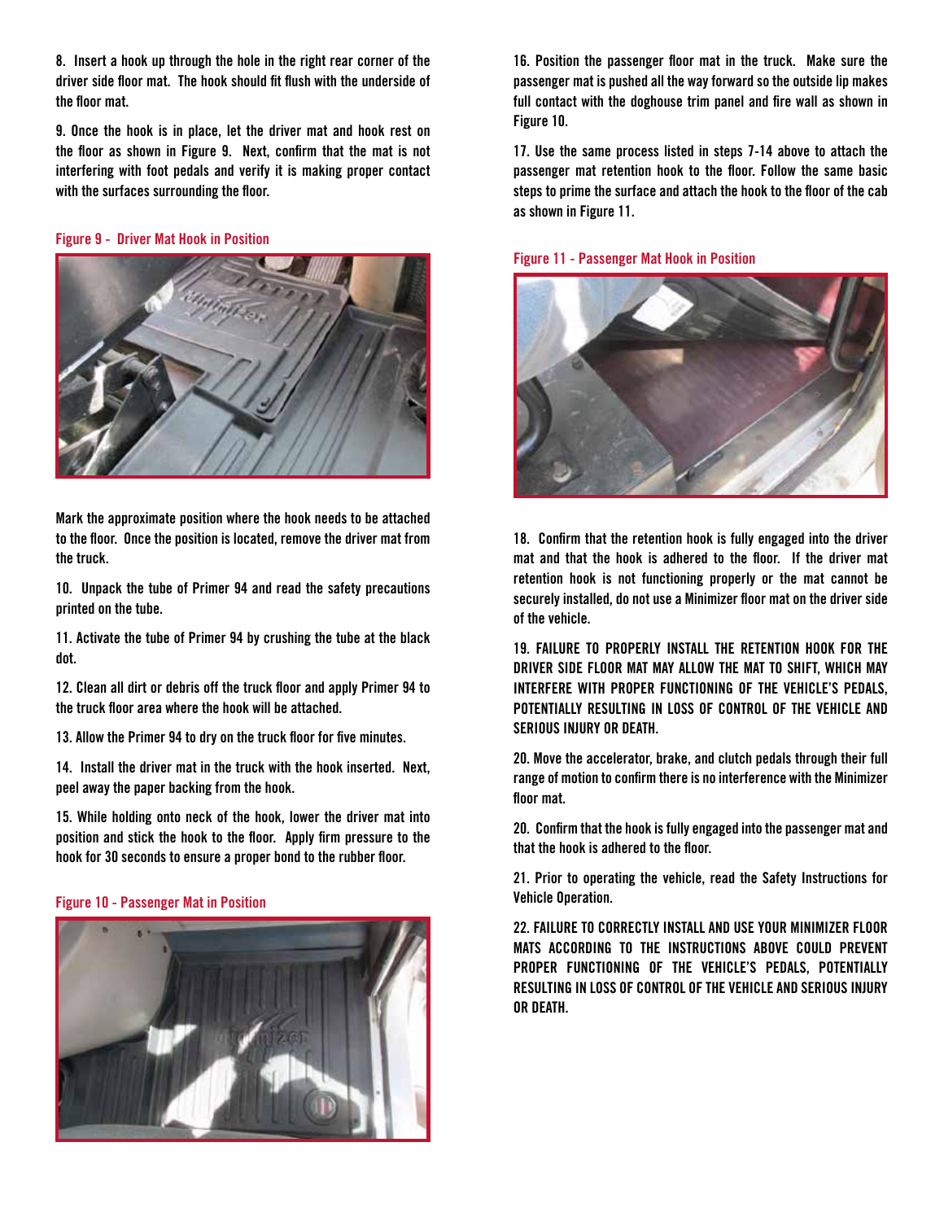8. Insert a hook up through the hole in the right rear corner of the driver side floor mat. The hook should fit flush with the underside of the floor mat.

9. Once the hook is in place, let the driver mat and hook rest on the floor as shown in Figure 9. Next, confirm that the mat is not interfering with foot pedals and verify it is making proper contact with the surfaces surrounding the floor.

Figure 9 - Driver Mat Hook in Position

Mark the approximate position where the hook needs to be attached to the floor. Once the position is located, remove the driver mat from the truck.

10. Unpack the tube of Primer 94 and read the safety precautions printed on the tube.

11. Activate the tube of Primer 94 by crushing the tube at the black dot.

12. Clean all dirt or debris off the truck floor and apply Primer 94 to the truck floor area where the hook will be attached.

13. Allow the Primer 94 to dry on the truck floor for five minutes.

14. Install the driver mat in the truck with the hook inserted. Next, peel away the paper backing from the hook.

15. While holding onto neck of the hook, lower the driver mat into position and stick the hook to the floor. Apply firm pressure to the hook for 30 seconds to ensure a proper bond to the rubber floor.

Figure 10 - Passenger Mat in Position

16. Position the passenger floor mat in the truck. Make sure the passenger mat is pushed all the way forward so the outside lip makes full contact with the doghouse trim panel and fire wall as shown in Figure 10.

17. Use the same process listed in steps 7-14 above to attach the passenger mat retention hook to the floor. Follow the same basic steps to prime the surface and attach the hook to the floor of the cab as shown in Figure 11.

Figure 11 - Passenger Mat Hook in Position

18. Confirm that the retention hook is fully engaged into the driver mat and that the hook is adhered to the floor. If the driver mat retention hook is not functioning properly or the mat cannot be securely installed, do not use a Minimizer floor mat on the driver side of the vehicle.

19. FAILURE TO PROPERLY INSTALL THE RETENTION HOOK FOR THE DRIVER SIDE FLOOR MAT MAY ALLOW THE MAT TO SHIFT, WHICH MAY INTERFERE WITH PROPER FUNCTIONING OF THE VEHICLE'S PEDALS, POTENTIALLY RESULTING IN LOSS OF CONTROL OF THE VEHICLE AND SERIOUS INJURY OR DEATH.

20. Move the accelerator, brake, and clutch pedals through their full range of motion to confirm there is no interference with the Minimizer floor mat.

20. Confirm that the hook is fully engaged into the passenger mat and that the hook is adhered to the floor.

21. Prior to operating the vehicle, read the Safety Instructions for Vehicle Operation.

22. FAILURE TO CORRECTLY INSTALL AND USE YOUR MINIMIZER FLOOR MATS ACCORDING TO THE INSTRUCTIONS ABOVE COULD PREVENT PROPER FUNCTIONING OF THE VEHICLE'S PEDALS, POTENTIALLY RESULTING IN LOSS OF CONTROL OF THE VEHICLE AND SERIOUS INJURY OR DEATH.